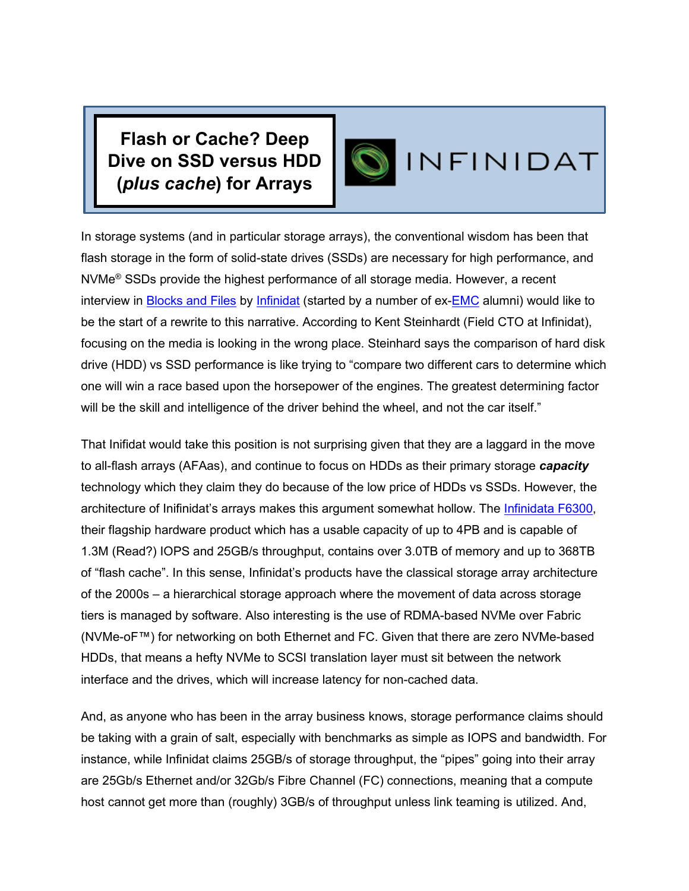# Flash or Cache? Deep Dive on SSD versus HDD (*plus cache*) for Arrays

In storage systems (and in particular storage arrays), the conventional wisdom has been that flash storage in the form of solid-state drives (SSDs) are necessary for high performance, and NVMe® SSDs provide the highest performance of all storage media. However, a recent interview in Blocks and Files by Infinidat (started by a number of ex-EMC alumni) would like to be the start of a rewrite to this narrative. According to Kent Steinhardt (Field CTO at Infinidat), focusing on the media is looking in the wrong place. Steinhard says the comparison of hard disk drive (HDD) vs SSD performance is like trying to "compare two different cars to determine which one will win a race based upon the horsepower of the engines. The greatest determining factor will be the skill and intelligence of the driver behind the wheel, and not the car itself."

That Inifidat would take this position is not surprising given that they are a laggard in the move to all-flash arrays (AFAas), and continue to focus on HDDs as their primary storage ***capacity*** technology which they claim they do because of the low price of HDDs vs SSDs. However, the architecture of Inifinidat's arrays makes this argument somewhat hollow. The Infinidata F6300, their flagship hardware product which has a usable capacity of up to 4PB and is capable of 1.3M (Read?) IOPS and 25GB/s throughput, contains over 3.0TB of memory and up to 368TB of "flash cache". In this sense, Infinidat's products have the classical storage array architecture of the 2000s – a hierarchical storage approach where the movement of data across storage tiers is managed by software. Also interesting is the use of RDMA-based NVMe over Fabric (NVMe-oF™) for networking on both Ethernet and FC. Given that there are zero NVMe-based HDDs, that means a hefty NVMe to SCSI translation layer must sit between the network interface and the drives, which will increase latency for non-cached data.

And, as anyone who has been in the array business knows, storage performance claims should be taking with a grain of salt, especially with benchmarks as simple as IOPS and bandwidth. For instance, while Infinidat claims 25GB/s of storage throughput, the "pipes" going into their array are 25Gb/s Ethernet and/or 32Gb/s Fibre Channel (FC) connections, meaning that a compute host cannot get more than (roughly) 3GB/s of throughput unless link teaming is utilized. And,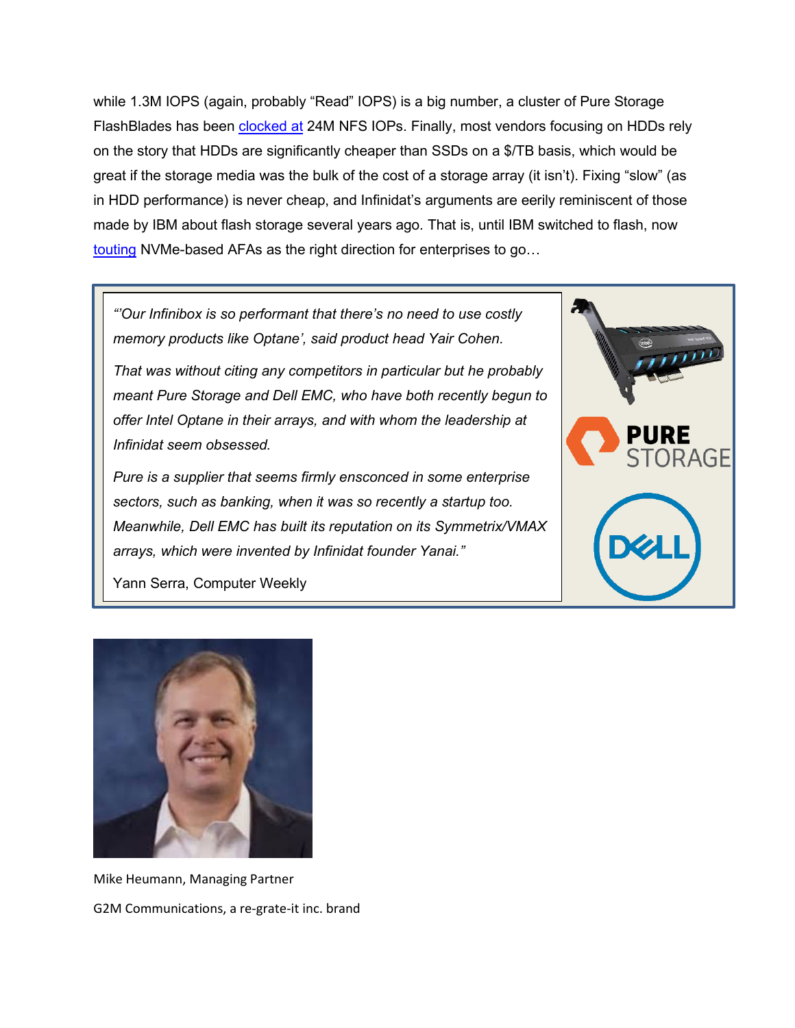while 1.3M IOPS (again, probably "Read" IOPS) is a big number, a cluster of Pure Storage FlashBlades has been [clocked at] 24M NFS IOPs. Finally, most vendors focusing on HDDs rely on the story that HDDs are significantly cheaper than SSDs on a $/TB basis, which would be great if the storage media was the bulk of the cost of a storage array (it isn't). Fixing "slow" (as in HDD performance) is never cheap, and Infinidat's arguments are eerily reminiscent of those made by IBM about flash storage several years ago. That is, until IBM switched to flash, now [touting] NVMe-based AFAs as the right direction for enterprises to go…

> *"'Our Infinibox is so performant that there's no need to use costly memory products like Optane', said product head Yair Cohen.*
>
> *That was without citing any competitors in particular but he probably meant Pure Storage and Dell EMC, who have both recently begun to offer Intel Optane in their arrays, and with whom the leadership at Infinidat seem obsessed.*
>
> *Pure is a supplier that seems firmly ensconced in some enterprise sectors, such as banking, when it was so recently a startup too. Meanwhile, Dell EMC has built its reputation on its Symmetrix/VMAX arrays, which were invented by Infinidat founder Yanai."*
>
> Yann Serra, Computer Weekly

Mike Heumann, Managing Partner

G2M Communications, a re-grate-it inc. brand